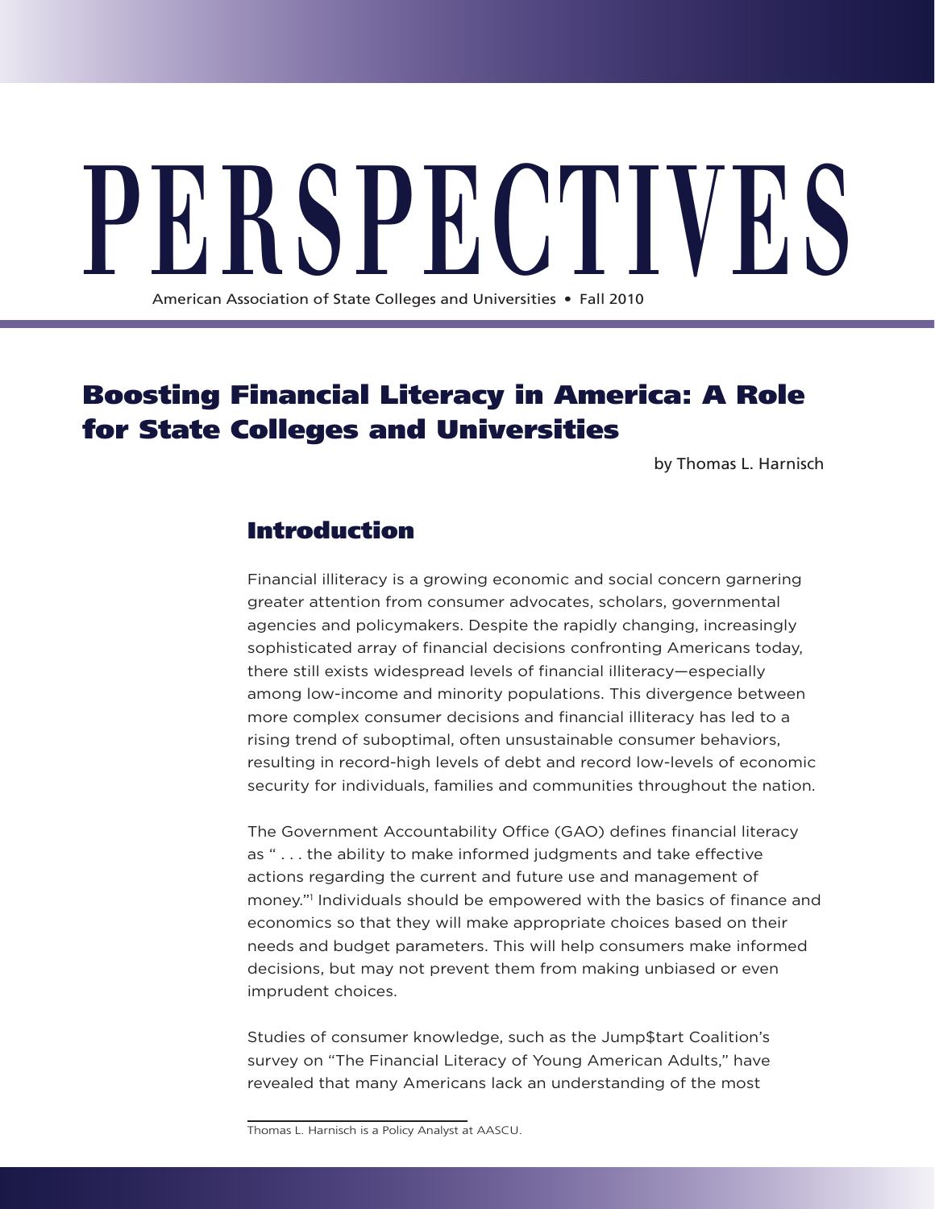# PERSPECTIVES

American Association of State Colleges and Universities • Fall 2010

## Boosting Financial Literacy in America: A Role for State Colleges and Universities

by Thomas L. Harnisch

### Introduction

Financial illiteracy is a growing economic and social concern garnering greater attention from consumer advocates, scholars, governmental agencies and policymakers. Despite the rapidly changing, increasingly sophisticated array of financial decisions confronting Americans today, there still exists widespread levels of financial illiteracy—especially among low-income and minority populations. This divergence between more complex consumer decisions and financial illiteracy has led to a rising trend of suboptimal, often unsustainable consumer behaviors, resulting in record-high levels of debt and record low-levels of economic security for individuals, families and communities throughout the nation.

The Government Accountability Office (GAO) defines financial literacy as " . . . the ability to make informed judgments and take effective actions regarding the current and future use and management of money."[1] Individuals should be empowered with the basics of finance and economics so that they will make appropriate choices based on their needs and budget parameters. This will help consumers make informed decisions, but may not prevent them from making unbiased or even imprudent choices.

Studies of consumer knowledge, such as the Jump$tart Coalition's survey on "The Financial Literacy of Young American Adults," have revealed that many Americans lack an understanding of the most

Thomas L. Harnisch is a Policy Analyst at AASCU.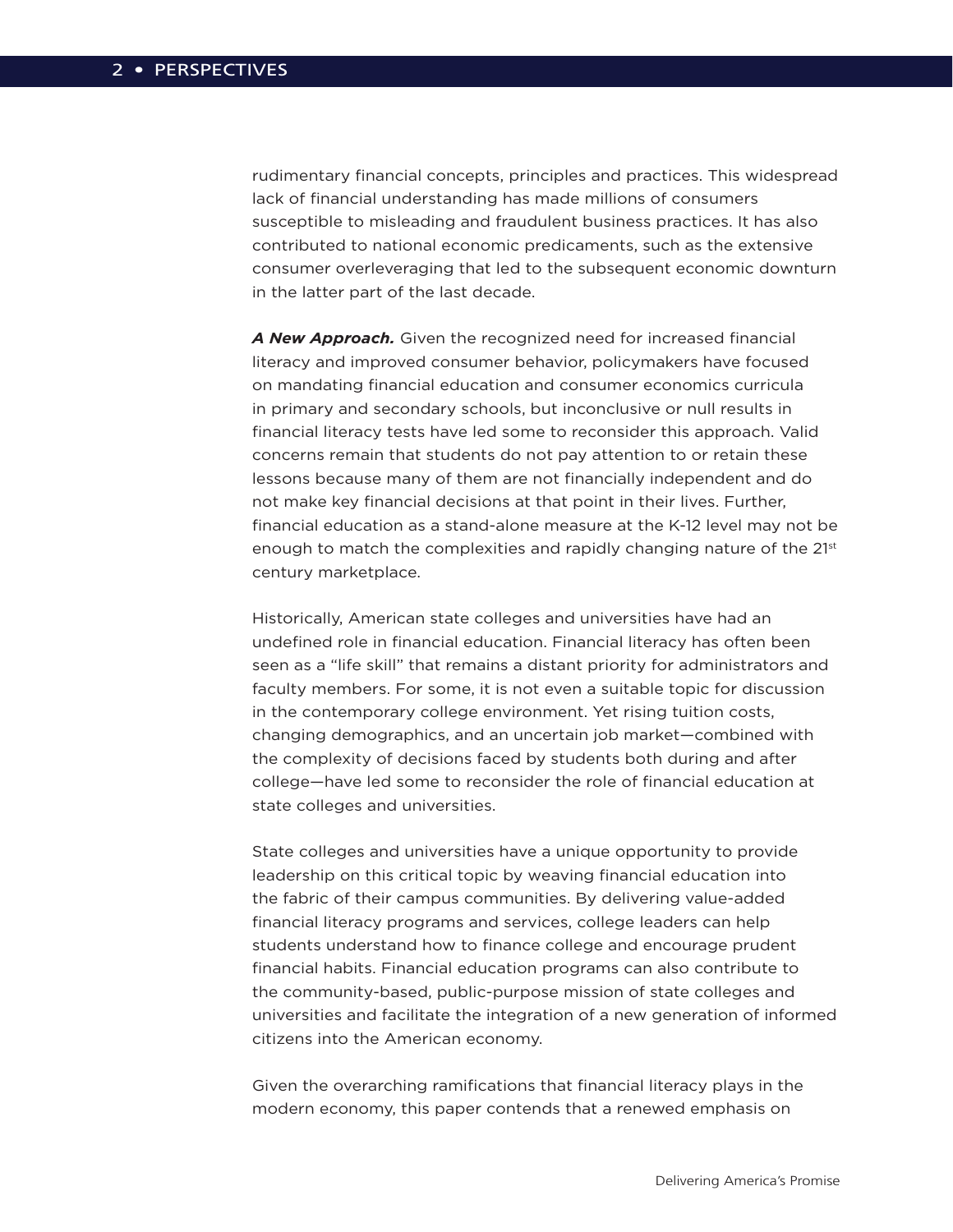rudimentary financial concepts, principles and practices. This widespread lack of financial understanding has made millions of consumers susceptible to misleading and fraudulent business practices. It has also contributed to national economic predicaments, such as the extensive consumer overleveraging that led to the subsequent economic downturn in the latter part of the last decade.

***A New Approach.*** Given the recognized need for increased financial literacy and improved consumer behavior, policymakers have focused on mandating financial education and consumer economics curricula in primary and secondary schools, but inconclusive or null results in financial literacy tests have led some to reconsider this approach. Valid concerns remain that students do not pay attention to or retain these lessons because many of them are not financially independent and do not make key financial decisions at that point in their lives. Further, financial education as a stand-alone measure at the K-12 level may not be enough to match the complexities and rapidly changing nature of the 21st century marketplace.

Historically, American state colleges and universities have had an undefined role in financial education. Financial literacy has often been seen as a "life skill" that remains a distant priority for administrators and faculty members. For some, it is not even a suitable topic for discussion in the contemporary college environment. Yet rising tuition costs, changing demographics, and an uncertain job market—combined with the complexity of decisions faced by students both during and after college—have led some to reconsider the role of financial education at state colleges and universities.

State colleges and universities have a unique opportunity to provide leadership on this critical topic by weaving financial education into the fabric of their campus communities. By delivering value-added financial literacy programs and services, college leaders can help students understand how to finance college and encourage prudent financial habits. Financial education programs can also contribute to the community-based, public-purpose mission of state colleges and universities and facilitate the integration of a new generation of informed citizens into the American economy.

Given the overarching ramifications that financial literacy plays in the modern economy, this paper contends that a renewed emphasis on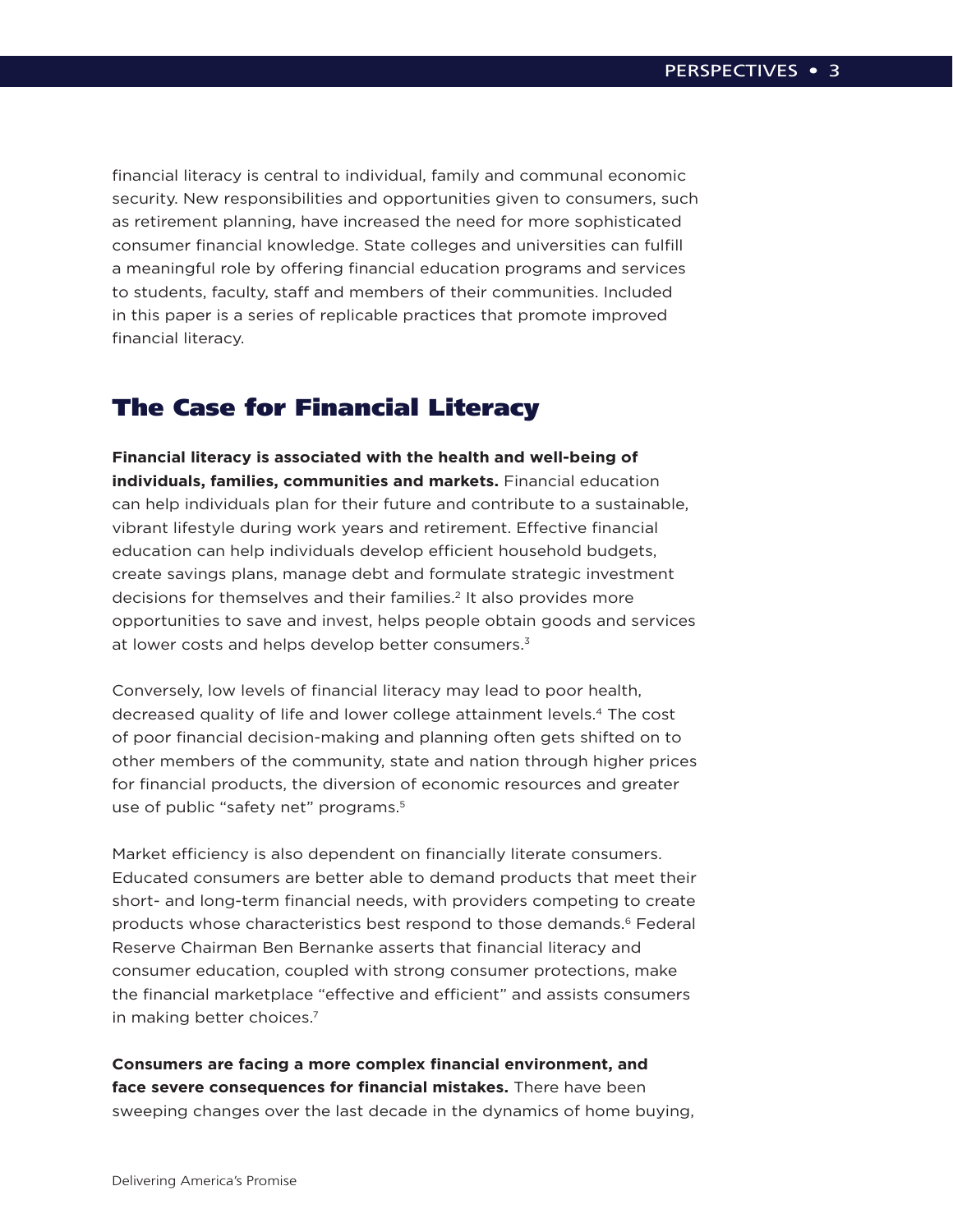financial literacy is central to individual, family and communal economic security. New responsibilities and opportunities given to consumers, such as retirement planning, have increased the need for more sophisticated consumer financial knowledge. State colleges and universities can fulfill a meaningful role by offering financial education programs and services to students, faculty, staff and members of their communities. Included in this paper is a series of replicable practices that promote improved financial literacy.

## The Case for Financial Literacy

**Financial literacy is associated with the health and well-being of individuals, families, communities and markets.** Financial education can help individuals plan for their future and contribute to a sustainable, vibrant lifestyle during work years and retirement. Effective financial education can help individuals develop efficient household budgets, create savings plans, manage debt and formulate strategic investment decisions for themselves and their families.[2] It also provides more opportunities to save and invest, helps people obtain goods and services at lower costs and helps develop better consumers.[3]

Conversely, low levels of financial literacy may lead to poor health, decreased quality of life and lower college attainment levels.[4] The cost of poor financial decision-making and planning often gets shifted on to other members of the community, state and nation through higher prices for financial products, the diversion of economic resources and greater use of public "safety net" programs.[5]

Market efficiency is also dependent on financially literate consumers. Educated consumers are better able to demand products that meet their short- and long-term financial needs, with providers competing to create products whose characteristics best respond to those demands.[6] Federal Reserve Chairman Ben Bernanke asserts that financial literacy and consumer education, coupled with strong consumer protections, make the financial marketplace "effective and efficient" and assists consumers in making better choices.[7]

**Consumers are facing a more complex financial environment, and face severe consequences for financial mistakes.** There have been sweeping changes over the last decade in the dynamics of home buying,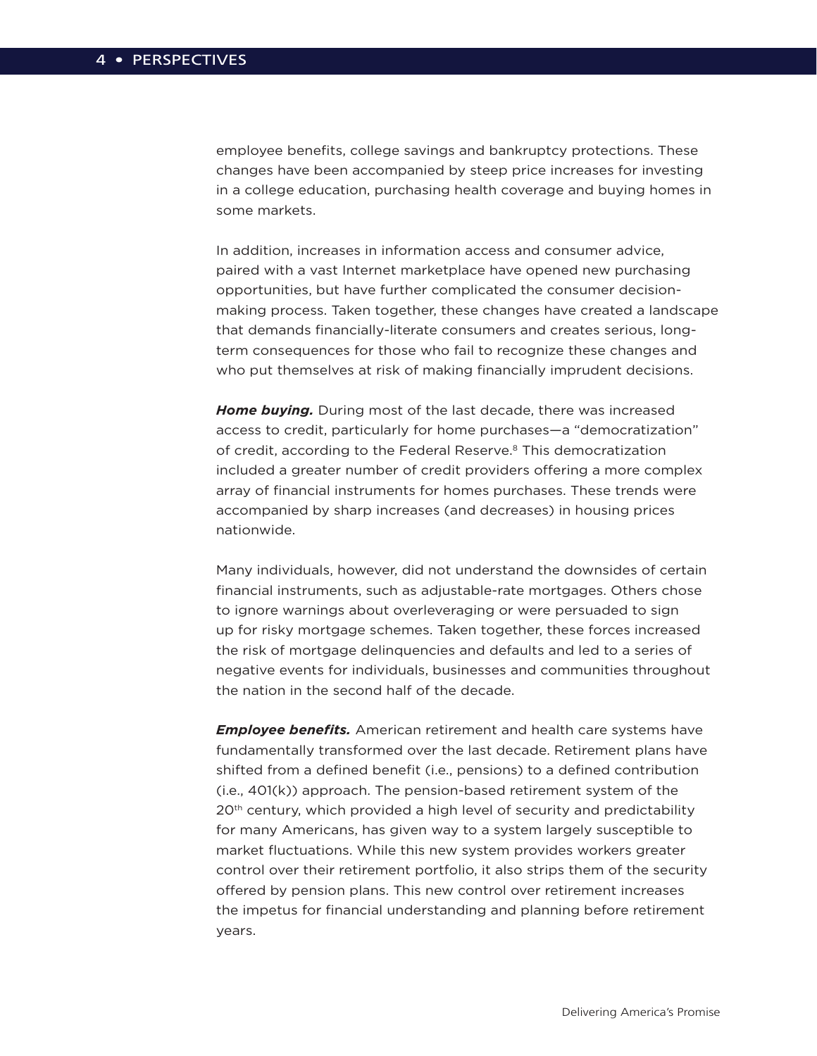employee benefits, college savings and bankruptcy protections. These changes have been accompanied by steep price increases for investing in a college education, purchasing health coverage and buying homes in some markets.

In addition, increases in information access and consumer advice, paired with a vast Internet marketplace have opened new purchasing opportunities, but have further complicated the consumer decision-making process. Taken together, these changes have created a landscape that demands financially-literate consumers and creates serious, long-term consequences for those who fail to recognize these changes and who put themselves at risk of making financially imprudent decisions.

***Home buying.*** During most of the last decade, there was increased access to credit, particularly for home purchases—a "democratization" of credit, according to the Federal Reserve.[8] This democratization included a greater number of credit providers offering a more complex array of financial instruments for homes purchases. These trends were accompanied by sharp increases (and decreases) in housing prices nationwide.

Many individuals, however, did not understand the downsides of certain financial instruments, such as adjustable-rate mortgages. Others chose to ignore warnings about overleveraging or were persuaded to sign up for risky mortgage schemes. Taken together, these forces increased the risk of mortgage delinquencies and defaults and led to a series of negative events for individuals, businesses and communities throughout the nation in the second half of the decade.

***Employee benefits.*** American retirement and health care systems have fundamentally transformed over the last decade. Retirement plans have shifted from a defined benefit (i.e., pensions) to a defined contribution (i.e., 401(k)) approach. The pension-based retirement system of the 20th century, which provided a high level of security and predictability for many Americans, has given way to a system largely susceptible to market fluctuations. While this new system provides workers greater control over their retirement portfolio, it also strips them of the security offered by pension plans. This new control over retirement increases the impetus for financial understanding and planning before retirement years.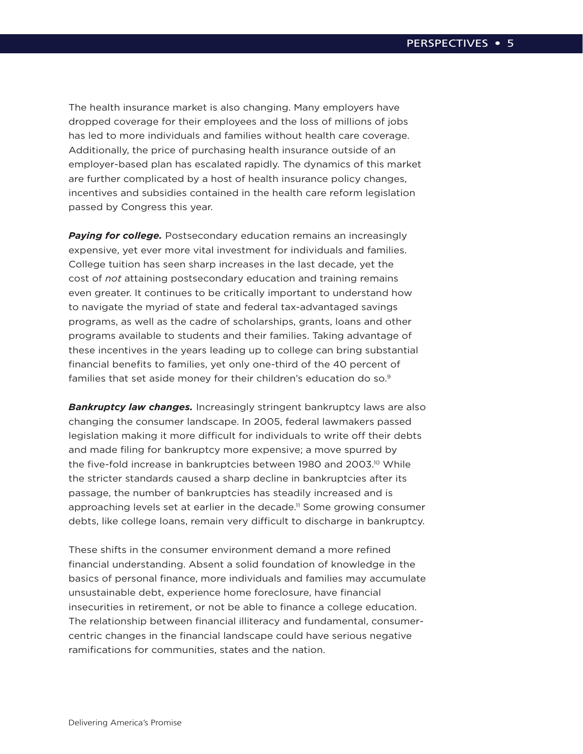The health insurance market is also changing. Many employers have dropped coverage for their employees and the loss of millions of jobs has led to more individuals and families without health care coverage. Additionally, the price of purchasing health insurance outside of an employer-based plan has escalated rapidly. The dynamics of this market are further complicated by a host of health insurance policy changes, incentives and subsidies contained in the health care reform legislation passed by Congress this year.

***Paying for college.*** Postsecondary education remains an increasingly expensive, yet ever more vital investment for individuals and families. College tuition has seen sharp increases in the last decade, yet the cost of *not* attaining postsecondary education and training remains even greater. It continues to be critically important to understand how to navigate the myriad of state and federal tax-advantaged savings programs, as well as the cadre of scholarships, grants, loans and other programs available to students and their families. Taking advantage of these incentives in the years leading up to college can bring substantial financial benefits to families, yet only one-third of the 40 percent of families that set aside money for their children's education do so.[9]

***Bankruptcy law changes.*** Increasingly stringent bankruptcy laws are also changing the consumer landscape. In 2005, federal lawmakers passed legislation making it more difficult for individuals to write off their debts and made filing for bankruptcy more expensive; a move spurred by the five-fold increase in bankruptcies between 1980 and 2003.[10] While the stricter standards caused a sharp decline in bankruptcies after its passage, the number of bankruptcies has steadily increased and is approaching levels set at earlier in the decade.[11] Some growing consumer debts, like college loans, remain very difficult to discharge in bankruptcy.

These shifts in the consumer environment demand a more refined financial understanding. Absent a solid foundation of knowledge in the basics of personal finance, more individuals and families may accumulate unsustainable debt, experience home foreclosure, have financial insecurities in retirement, or not be able to finance a college education. The relationship between financial illiteracy and fundamental, consumer-centric changes in the financial landscape could have serious negative ramifications for communities, states and the nation.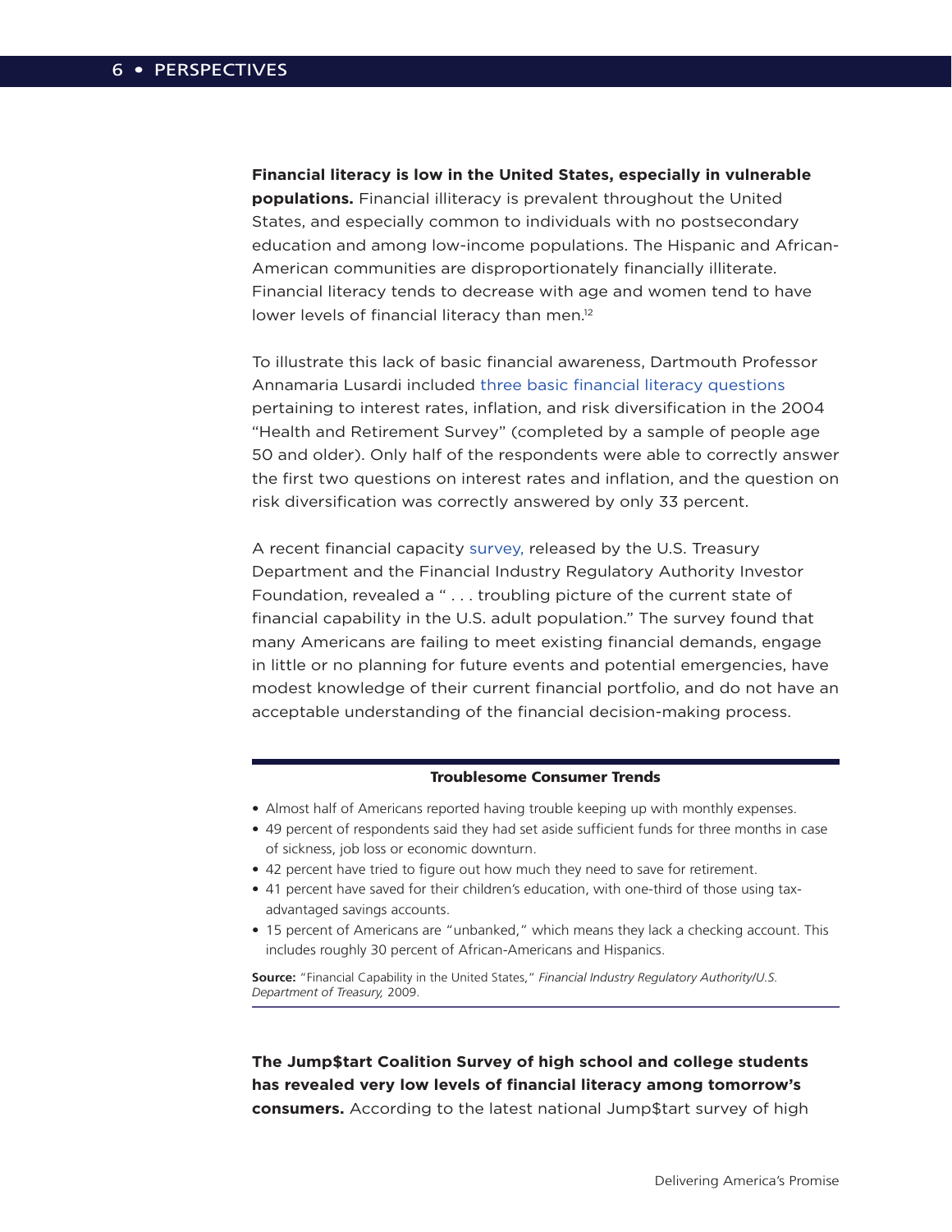**Financial literacy is low in the United States, especially in vulnerable populations.** Financial illiteracy is prevalent throughout the United States, and especially common to individuals with no postsecondary education and among low-income populations. The Hispanic and African-American communities are disproportionately financially illiterate. Financial literacy tends to decrease with age and women tend to have lower levels of financial literacy than men.[12]

To illustrate this lack of basic financial awareness, Dartmouth Professor Annamaria Lusardi included three basic financial literacy questions pertaining to interest rates, inflation, and risk diversification in the 2004 "Health and Retirement Survey" (completed by a sample of people age 50 and older). Only half of the respondents were able to correctly answer the first two questions on interest rates and inflation, and the question on risk diversification was correctly answered by only 33 percent.

A recent financial capacity survey, released by the U.S. Treasury Department and the Financial Industry Regulatory Authority Investor Foundation, revealed a " . . . troubling picture of the current state of financial capability in the U.S. adult population." The survey found that many Americans are failing to meet existing financial demands, engage in little or no planning for future events and potential emergencies, have modest knowledge of their current financial portfolio, and do not have an acceptable understanding of the financial decision-making process.

### Troublesome Consumer Trends

- Almost half of Americans reported having trouble keeping up with monthly expenses.
- 49 percent of respondents said they had set aside sufficient funds for three months in case of sickness, job loss or economic downturn.
- 42 percent have tried to figure out how much they need to save for retirement.
- 41 percent have saved for their children's education, with one-third of those using tax-advantaged savings accounts.
- 15 percent of Americans are "unbanked," which means they lack a checking account. This includes roughly 30 percent of African-Americans and Hispanics.

**Source:** "Financial Capability in the United States," *Financial Industry Regulatory Authority/U.S. Department of Treasury,* 2009.

**The Jump$tart Coalition Survey of high school and college students has revealed very low levels of financial literacy among tomorrow's consumers.** According to the latest national Jump$tart survey of high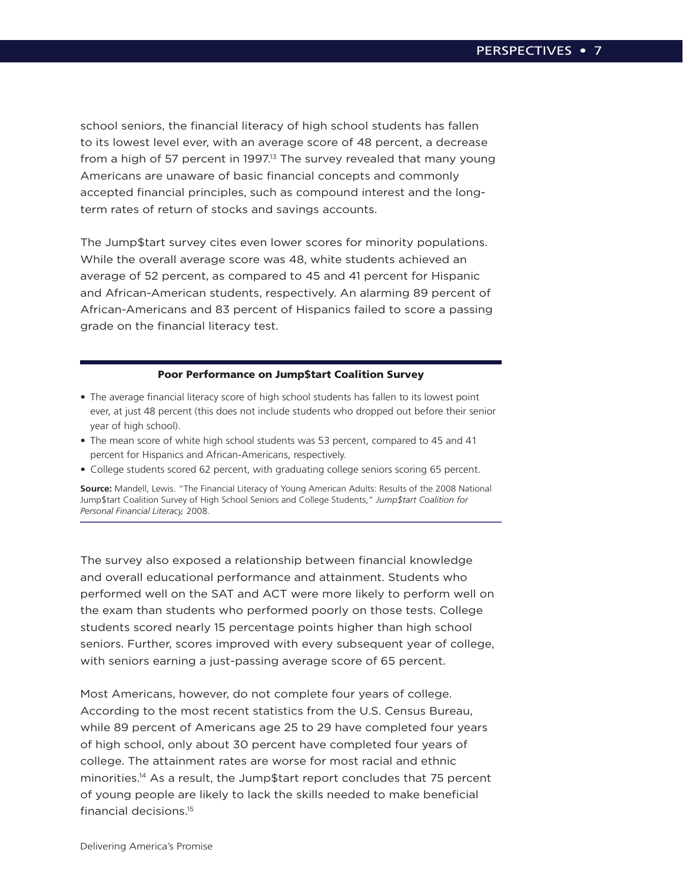school seniors, the financial literacy of high school students has fallen to its lowest level ever, with an average score of 48 percent, a decrease from a high of 57 percent in 1997.[13] The survey revealed that many young Americans are unaware of basic financial concepts and commonly accepted financial principles, such as compound interest and the long-term rates of return of stocks and savings accounts.

The Jump$tart survey cites even lower scores for minority populations. While the overall average score was 48, white students achieved an average of 52 percent, as compared to 45 and 41 percent for Hispanic and African-American students, respectively. An alarming 89 percent of African-Americans and 83 percent of Hispanics failed to score a passing grade on the financial literacy test.

---

**Poor Performance on Jump$tart Coalition Survey**

- The average financial literacy score of high school students has fallen to its lowest point ever, at just 48 percent (this does not include students who dropped out before their senior year of high school).
- The mean score of white high school students was 53 percent, compared to 45 and 41 percent for Hispanics and African-Americans, respectively.
- College students scored 62 percent, with graduating college seniors scoring 65 percent.

**Source:** Mandell, Lewis. "The Financial Literacy of Young American Adults: Results of the 2008 National Jump$tart Coalition Survey of High School Seniors and College Students," *Jump$tart Coalition for Personal Financial Literacy,* 2008.

---

The survey also exposed a relationship between financial knowledge and overall educational performance and attainment. Students who performed well on the SAT and ACT were more likely to perform well on the exam than students who performed poorly on those tests. College students scored nearly 15 percentage points higher than high school seniors. Further, scores improved with every subsequent year of college, with seniors earning a just-passing average score of 65 percent.

Most Americans, however, do not complete four years of college. According to the most recent statistics from the U.S. Census Bureau, while 89 percent of Americans age 25 to 29 have completed four years of high school, only about 30 percent have completed four years of college. The attainment rates are worse for most racial and ethnic minorities.[14] As a result, the Jump$tart report concludes that 75 percent of young people are likely to lack the skills needed to make beneficial financial decisions.[15]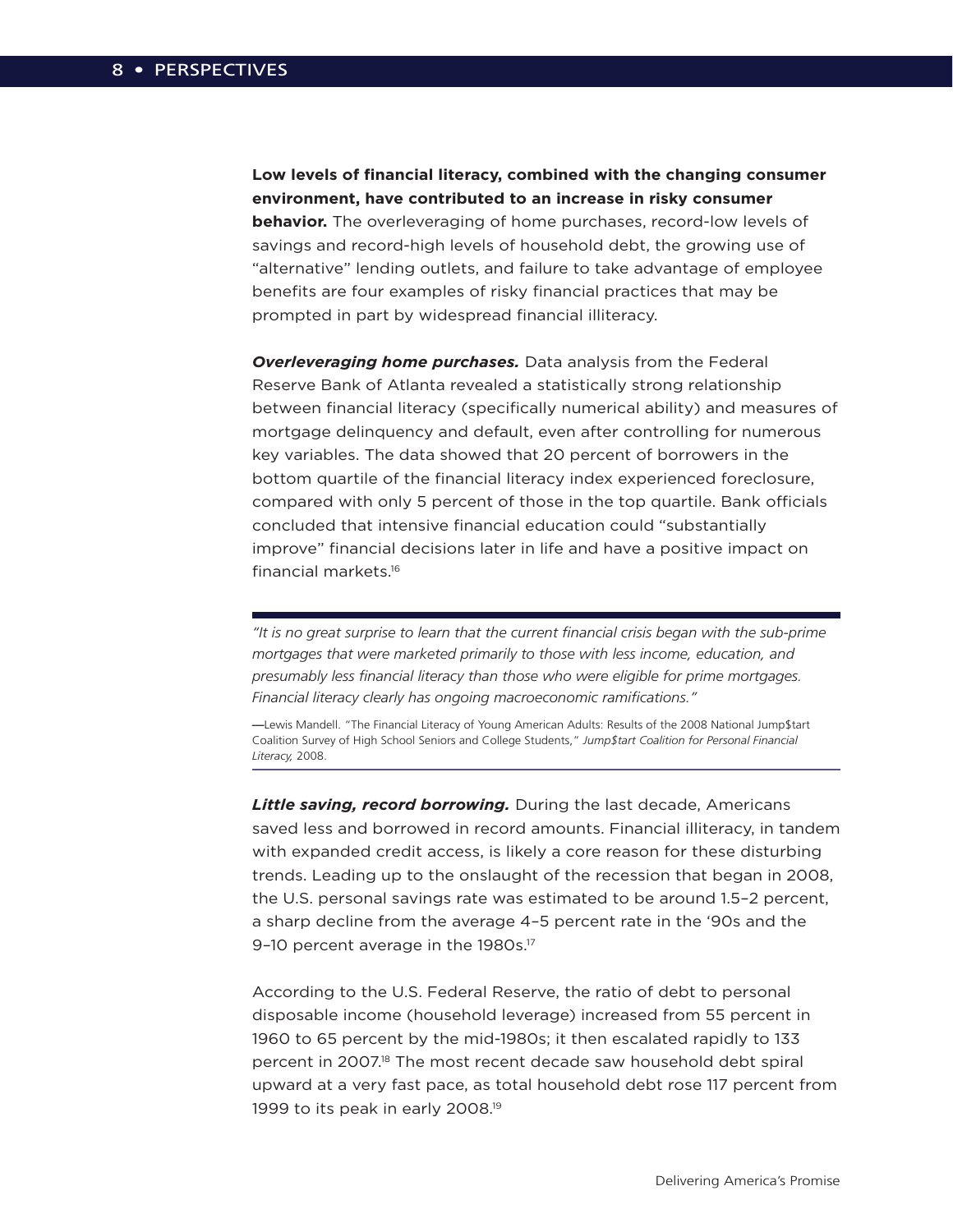**Low levels of financial literacy, combined with the changing consumer environment, have contributed to an increase in risky consumer behavior.** The overleveraging of home purchases, record-low levels of savings and record-high levels of household debt, the growing use of "alternative" lending outlets, and failure to take advantage of employee benefits are four examples of risky financial practices that may be prompted in part by widespread financial illiteracy.

***Overleveraging home purchases.*** Data analysis from the Federal Reserve Bank of Atlanta revealed a statistically strong relationship between financial literacy (specifically numerical ability) and measures of mortgage delinquency and default, even after controlling for numerous key variables. The data showed that 20 percent of borrowers in the bottom quartile of the financial literacy index experienced foreclosure, compared with only 5 percent of those in the top quartile. Bank officials concluded that intensive financial education could "substantially improve" financial decisions later in life and have a positive impact on financial markets.[16]

> *"It is no great surprise to learn that the current financial crisis began with the sub-prime mortgages that were marketed primarily to those with less income, education, and presumably less financial literacy than those who were eligible for prime mortgages. Financial literacy clearly has ongoing macroeconomic ramifications."*
>
> —Lewis Mandell. "The Financial Literacy of Young American Adults: Results of the 2008 National Jump$tart Coalition Survey of High School Seniors and College Students," *Jump$tart Coalition for Personal Financial Literacy,* 2008.

***Little saving, record borrowing.*** During the last decade, Americans saved less and borrowed in record amounts. Financial illiteracy, in tandem with expanded credit access, is likely a core reason for these disturbing trends. Leading up to the onslaught of the recession that began in 2008, the U.S. personal savings rate was estimated to be around 1.5–2 percent, a sharp decline from the average 4–5 percent rate in the '90s and the 9–10 percent average in the 1980s.[17]

According to the U.S. Federal Reserve, the ratio of debt to personal disposable income (household leverage) increased from 55 percent in 1960 to 65 percent by the mid-1980s; it then escalated rapidly to 133 percent in 2007.[18] The most recent decade saw household debt spiral upward at a very fast pace, as total household debt rose 117 percent from 1999 to its peak in early 2008.[19]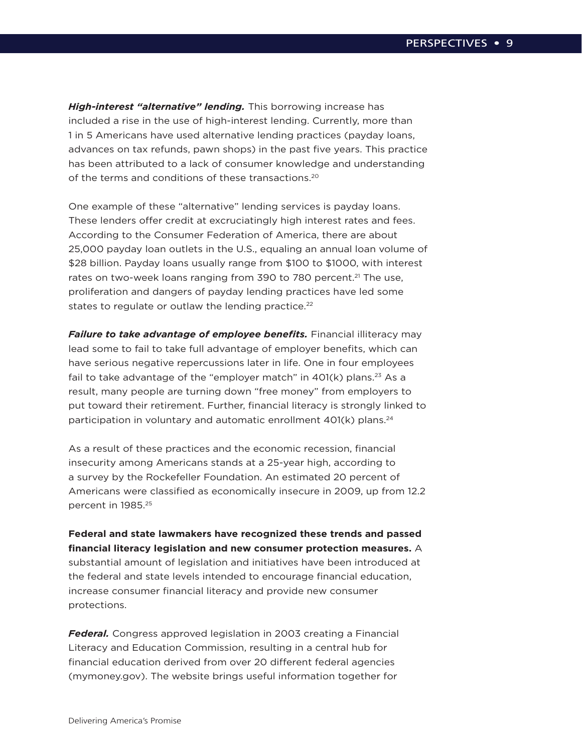***High-interest "alternative" lending.*** This borrowing increase has included a rise in the use of high-interest lending. Currently, more than 1 in 5 Americans have used alternative lending practices (payday loans, advances on tax refunds, pawn shops) in the past five years. This practice has been attributed to a lack of consumer knowledge and understanding of the terms and conditions of these transactions.[20]

One example of these "alternative" lending services is payday loans. These lenders offer credit at excruciatingly high interest rates and fees. According to the Consumer Federation of America, there are about 25,000 payday loan outlets in the U.S., equaling an annual loan volume of $28 billion. Payday loans usually range from $100 to $1000, with interest rates on two-week loans ranging from 390 to 780 percent.[21] The use, proliferation and dangers of payday lending practices have led some states to regulate or outlaw the lending practice.[22]

***Failure to take advantage of employee benefits.*** Financial illiteracy may lead some to fail to take full advantage of employer benefits, which can have serious negative repercussions later in life. One in four employees fail to take advantage of the "employer match" in 401(k) plans.[23] As a result, many people are turning down "free money" from employers to put toward their retirement. Further, financial literacy is strongly linked to participation in voluntary and automatic enrollment 401(k) plans.[24]

As a result of these practices and the economic recession, financial insecurity among Americans stands at a 25-year high, according to a survey by the Rockefeller Foundation. An estimated 20 percent of Americans were classified as economically insecure in 2009, up from 12.2 percent in 1985.[25]

**Federal and state lawmakers have recognized these trends and passed financial literacy legislation and new consumer protection measures.** A substantial amount of legislation and initiatives have been introduced at the federal and state levels intended to encourage financial education, increase consumer financial literacy and provide new consumer protections.

***Federal.*** Congress approved legislation in 2003 creating a Financial Literacy and Education Commission, resulting in a central hub for financial education derived from over 20 different federal agencies (mymoney.gov). The website brings useful information together for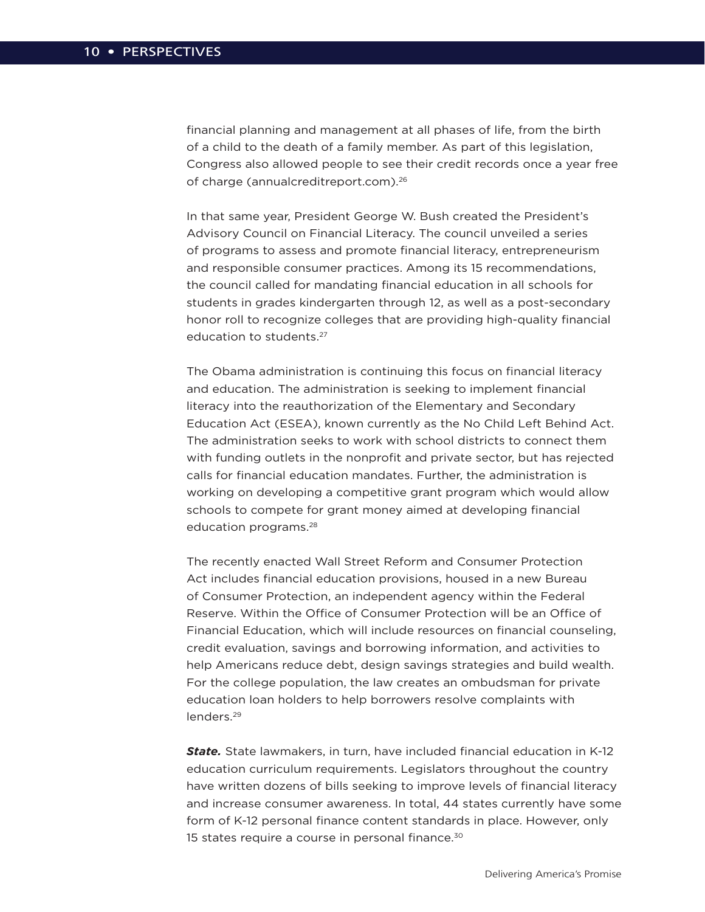financial planning and management at all phases of life, from the birth of a child to the death of a family member. As part of this legislation, Congress also allowed people to see their credit records once a year free of charge (annualcreditreport.com).[26]

In that same year, President George W. Bush created the President's Advisory Council on Financial Literacy. The council unveiled a series of programs to assess and promote financial literacy, entrepreneurism and responsible consumer practices. Among its 15 recommendations, the council called for mandating financial education in all schools for students in grades kindergarten through 12, as well as a post-secondary honor roll to recognize colleges that are providing high-quality financial education to students.[27]

The Obama administration is continuing this focus on financial literacy and education. The administration is seeking to implement financial literacy into the reauthorization of the Elementary and Secondary Education Act (ESEA), known currently as the No Child Left Behind Act. The administration seeks to work with school districts to connect them with funding outlets in the nonprofit and private sector, but has rejected calls for financial education mandates. Further, the administration is working on developing a competitive grant program which would allow schools to compete for grant money aimed at developing financial education programs.[28]

The recently enacted Wall Street Reform and Consumer Protection Act includes financial education provisions, housed in a new Bureau of Consumer Protection, an independent agency within the Federal Reserve. Within the Office of Consumer Protection will be an Office of Financial Education, which will include resources on financial counseling, credit evaluation, savings and borrowing information, and activities to help Americans reduce debt, design savings strategies and build wealth. For the college population, the law creates an ombudsman for private education loan holders to help borrowers resolve complaints with lenders.[29]

***State.*** State lawmakers, in turn, have included financial education in K-12 education curriculum requirements. Legislators throughout the country have written dozens of bills seeking to improve levels of financial literacy and increase consumer awareness. In total, 44 states currently have some form of K-12 personal finance content standards in place. However, only 15 states require a course in personal finance.[30]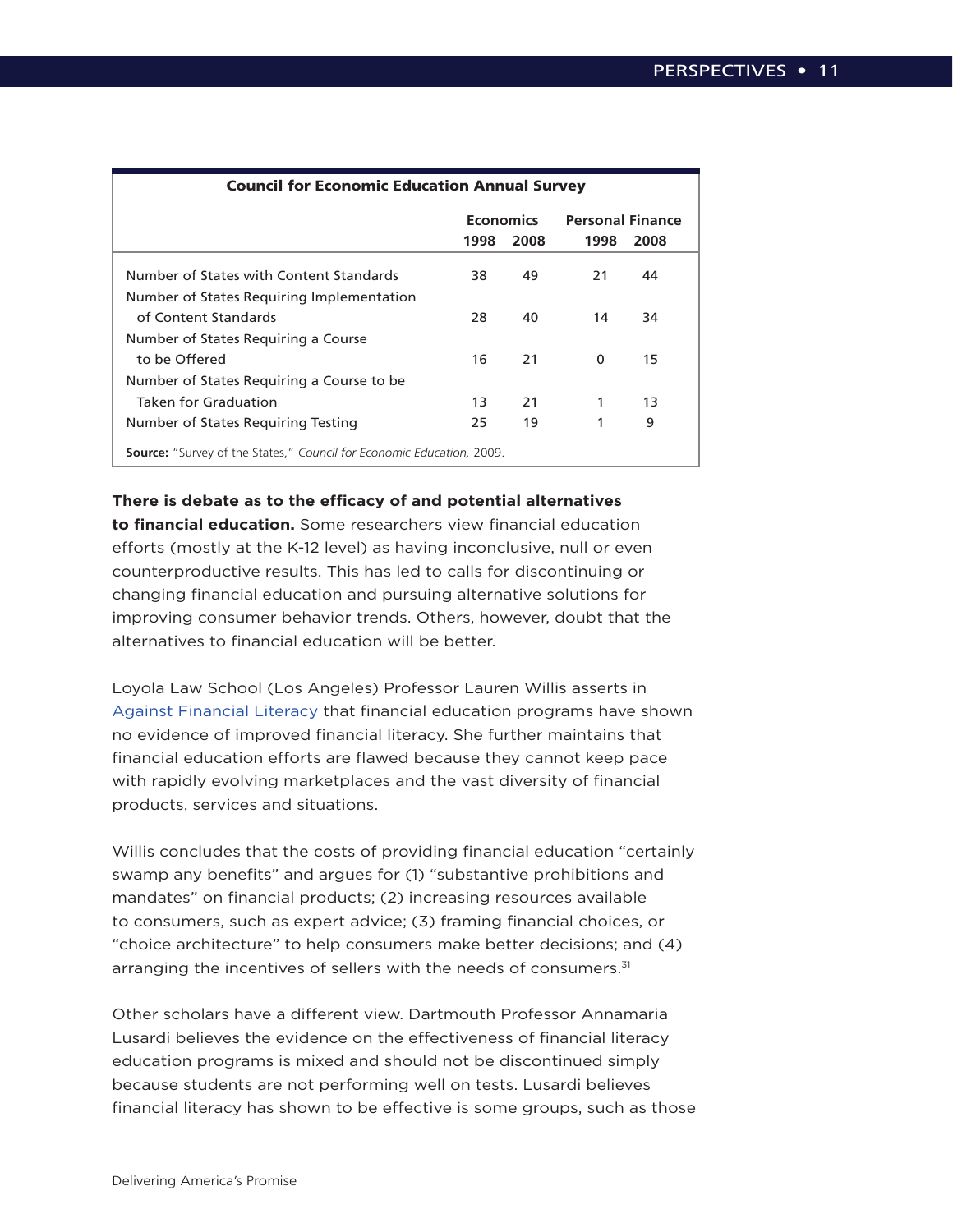| Council for Economic Education Annual Survey | | | | |
|---|---|---|---|---|
| | Economics | | Personal Finance | |
| | 1998 | 2008 | 1998 | 2008 |
| Number of States with Content Standards | 38 | 49 | 21 | 44 |
| Number of States Requiring Implementation of Content Standards | 28 | 40 | 14 | 34 |
| Number of States Requiring a Course to be Offered | 16 | 21 | 0 | 15 |
| Number of States Requiring a Course to be Taken for Graduation | 13 | 21 | 1 | 13 |
| Number of States Requiring Testing | 25 | 19 | 1 | 9 |

**Source:** "Survey of the States," *Council for Economic Education,* 2009.

**There is debate as to the efficacy of and potential alternatives to financial education.** Some researchers view financial education efforts (mostly at the K-12 level) as having inconclusive, null or even counterproductive results. This has led to calls for discontinuing or changing financial education and pursuing alternative solutions for improving consumer behavior trends. Others, however, doubt that the alternatives to financial education will be better.

Loyola Law School (Los Angeles) Professor Lauren Willis asserts in Against Financial Literacy that financial education programs have shown no evidence of improved financial literacy. She further maintains that financial education efforts are flawed because they cannot keep pace with rapidly evolving marketplaces and the vast diversity of financial products, services and situations.

Willis concludes that the costs of providing financial education "certainly swamp any benefits" and argues for (1) "substantive prohibitions and mandates" on financial products; (2) increasing resources available to consumers, such as expert advice; (3) framing financial choices, or "choice architecture" to help consumers make better decisions; and (4) arranging the incentives of sellers with the needs of consumers.[31]

Other scholars have a different view. Dartmouth Professor Annamaria Lusardi believes the evidence on the effectiveness of financial literacy education programs is mixed and should not be discontinued simply because students are not performing well on tests. Lusardi believes financial literacy has shown to be effective is some groups, such as those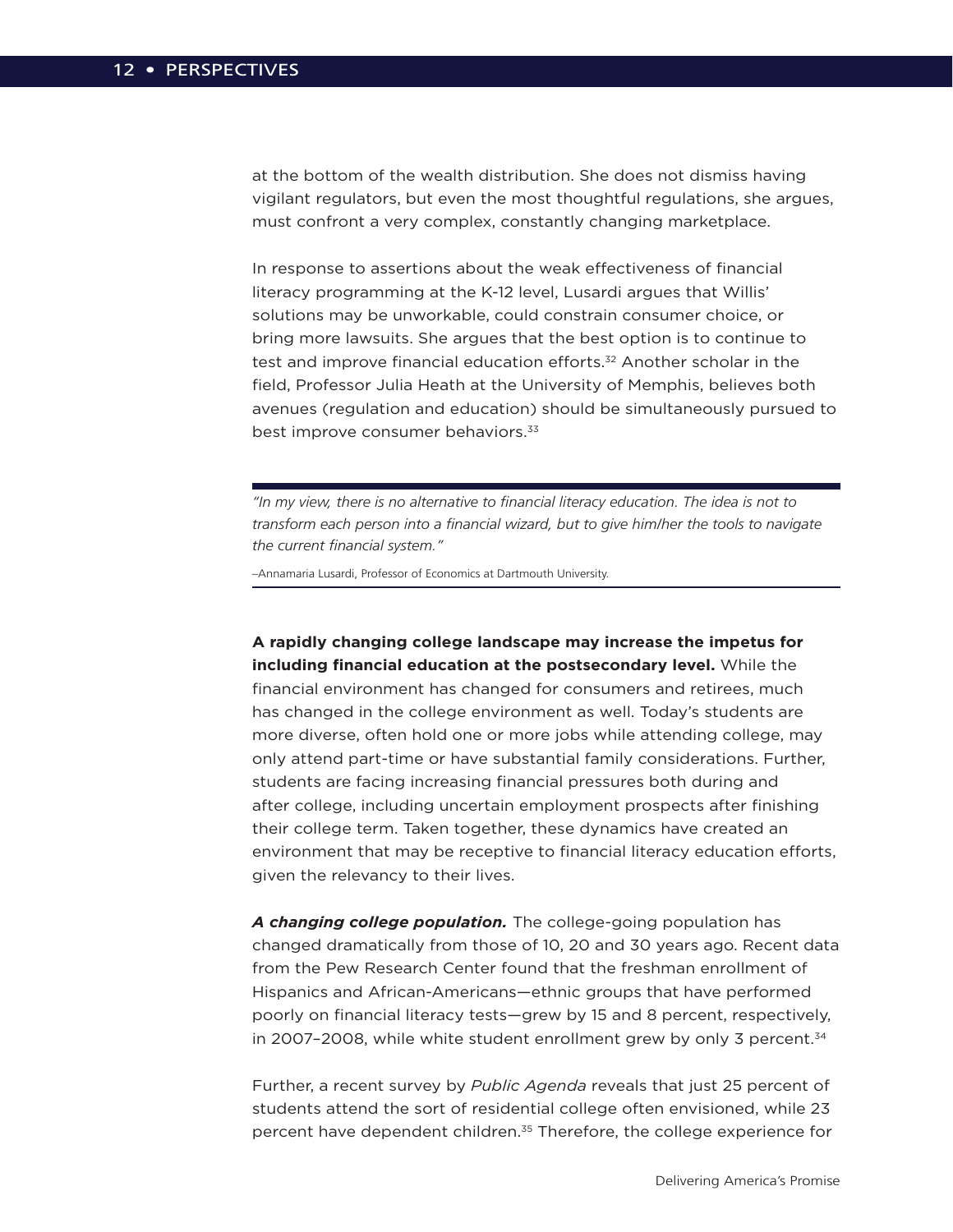at the bottom of the wealth distribution. She does not dismiss having vigilant regulators, but even the most thoughtful regulations, she argues, must confront a very complex, constantly changing marketplace.

In response to assertions about the weak effectiveness of financial literacy programming at the K-12 level, Lusardi argues that Willis' solutions may be unworkable, could constrain consumer choice, or bring more lawsuits. She argues that the best option is to continue to test and improve financial education efforts.[32] Another scholar in the field, Professor Julia Heath at the University of Memphis, believes both avenues (regulation and education) should be simultaneously pursued to best improve consumer behaviors.[33]

> *"In my view, there is no alternative to financial literacy education. The idea is not to transform each person into a financial wizard, but to give him/her the tools to navigate the current financial system."*
>
> –Annamaria Lusardi, Professor of Economics at Dartmouth University.

**A rapidly changing college landscape may increase the impetus for including financial education at the postsecondary level.** While the financial environment has changed for consumers and retirees, much has changed in the college environment as well. Today's students are more diverse, often hold one or more jobs while attending college, may only attend part-time or have substantial family considerations. Further, students are facing increasing financial pressures both during and after college, including uncertain employment prospects after finishing their college term. Taken together, these dynamics have created an environment that may be receptive to financial literacy education efforts, given the relevancy to their lives.

***A changing college population.*** The college-going population has changed dramatically from those of 10, 20 and 30 years ago. Recent data from the Pew Research Center found that the freshman enrollment of Hispanics and African-Americans—ethnic groups that have performed poorly on financial literacy tests—grew by 15 and 8 percent, respectively, in 2007–2008, while white student enrollment grew by only 3 percent.[34]

Further, a recent survey by *Public Agenda* reveals that just 25 percent of students attend the sort of residential college often envisioned, while 23 percent have dependent children.[35] Therefore, the college experience for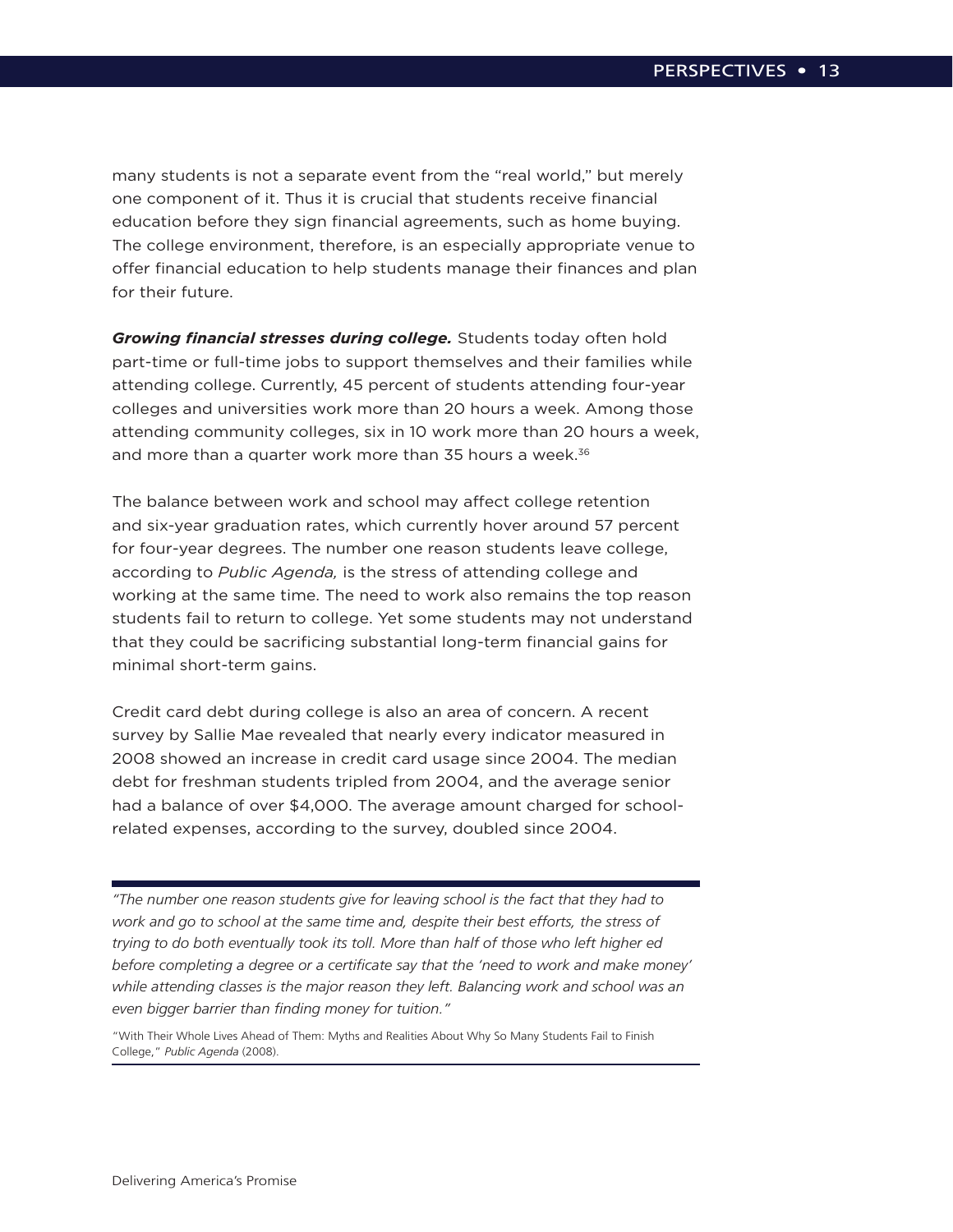many students is not a separate event from the "real world," but merely one component of it. Thus it is crucial that students receive financial education before they sign financial agreements, such as home buying. The college environment, therefore, is an especially appropriate venue to offer financial education to help students manage their finances and plan for their future.

***Growing financial stresses during college.*** Students today often hold part-time or full-time jobs to support themselves and their families while attending college. Currently, 45 percent of students attending four-year colleges and universities work more than 20 hours a week. Among those attending community colleges, six in 10 work more than 20 hours a week, and more than a quarter work more than 35 hours a week.[36]

The balance between work and school may affect college retention and six-year graduation rates, which currently hover around 57 percent for four-year degrees. The number one reason students leave college, according to *Public Agenda,* is the stress of attending college and working at the same time. The need to work also remains the top reason students fail to return to college. Yet some students may not understand that they could be sacrificing substantial long-term financial gains for minimal short-term gains.

Credit card debt during college is also an area of concern. A recent survey by Sallie Mae revealed that nearly every indicator measured in 2008 showed an increase in credit card usage since 2004. The median debt for freshman students tripled from 2004, and the average senior had a balance of over $4,000. The average amount charged for school-related expenses, according to the survey, doubled since 2004.

---

*"The number one reason students give for leaving school is the fact that they had to work and go to school at the same time and, despite their best efforts, the stress of trying to do both eventually took its toll. More than half of those who left higher ed before completing a degree or a certificate say that the 'need to work and make money' while attending classes is the major reason they left. Balancing work and school was an even bigger barrier than finding money for tuition."*

"With Their Whole Lives Ahead of Them: Myths and Realities About Why So Many Students Fail to Finish College," *Public Agenda* (2008).

---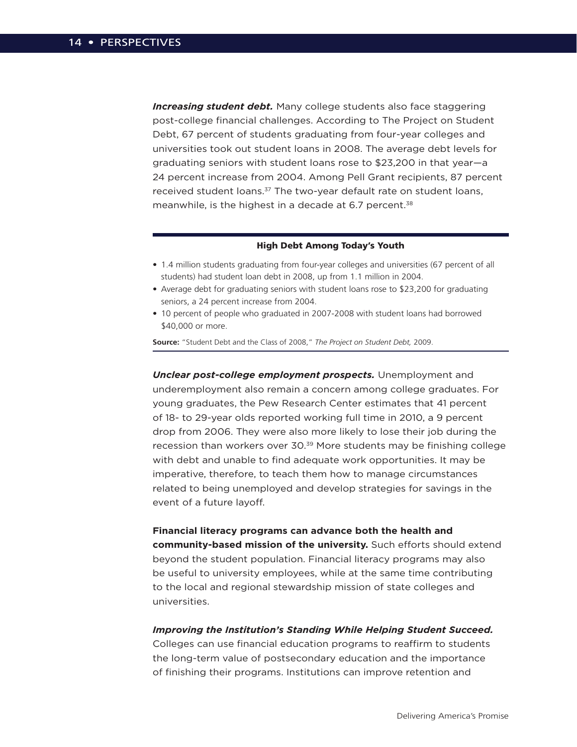***Increasing student debt.*** Many college students also face staggering post-college financial challenges. According to The Project on Student Debt, 67 percent of students graduating from four-year colleges and universities took out student loans in 2008. The average debt levels for graduating seniors with student loans rose to $23,200 in that year—a 24 percent increase from 2004. Among Pell Grant recipients, 87 percent received student loans.[37] The two-year default rate on student loans, meanwhile, is the highest in a decade at 6.7 percent.[38]

---

**High Debt Among Today's Youth**

- 1.4 million students graduating from four-year colleges and universities (67 percent of all students) had student loan debt in 2008, up from 1.1 million in 2004.
- Average debt for graduating seniors with student loans rose to $23,200 for graduating seniors, a 24 percent increase from 2004.
- 10 percent of people who graduated in 2007-2008 with student loans had borrowed $40,000 or more.

**Source:** "Student Debt and the Class of 2008," *The Project on Student Debt,* 2009.

---

***Unclear post-college employment prospects.*** Unemployment and underemployment also remain a concern among college graduates. For young graduates, the Pew Research Center estimates that 41 percent of 18- to 29-year olds reported working full time in 2010, a 9 percent drop from 2006. They were also more likely to lose their job during the recession than workers over 30.[39] More students may be finishing college with debt and unable to find adequate work opportunities. It may be imperative, therefore, to teach them how to manage circumstances related to being unemployed and develop strategies for savings in the event of a future layoff.

**Financial literacy programs can advance both the health and community-based mission of the university.** Such efforts should extend beyond the student population. Financial literacy programs may also be useful to university employees, while at the same time contributing to the local and regional stewardship mission of state colleges and universities.

***Improving the Institution's Standing While Helping Student Succeed.*** Colleges can use financial education programs to reaffirm to students the long-term value of postsecondary education and the importance of finishing their programs. Institutions can improve retention and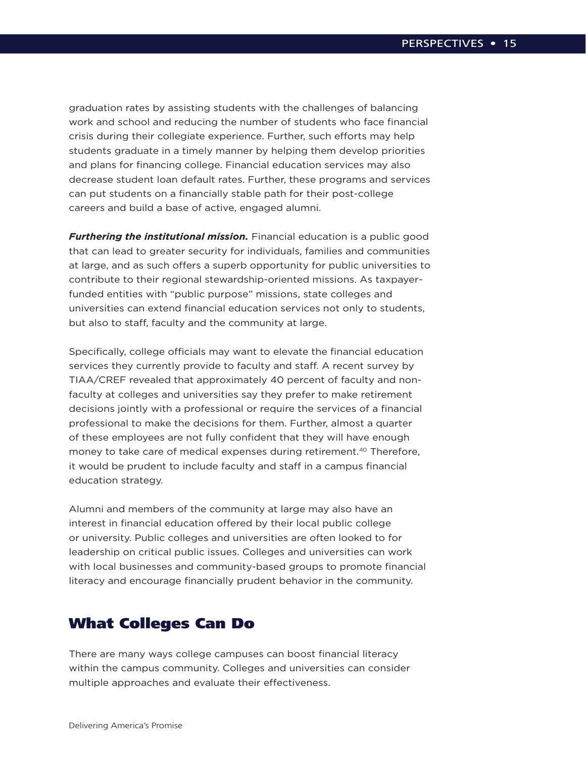graduation rates by assisting students with the challenges of balancing work and school and reducing the number of students who face financial crisis during their collegiate experience. Further, such efforts may help students graduate in a timely manner by helping them develop priorities and plans for financing college. Financial education services may also decrease student loan default rates. Further, these programs and services can put students on a financially stable path for their post-college careers and build a base of active, engaged alumni.

***Furthering the institutional mission.*** Financial education is a public good that can lead to greater security for individuals, families and communities at large, and as such offers a superb opportunity for public universities to contribute to their regional stewardship-oriented missions. As taxpayer-funded entities with "public purpose" missions, state colleges and universities can extend financial education services not only to students, but also to staff, faculty and the community at large.

Specifically, college officials may want to elevate the financial education services they currently provide to faculty and staff. A recent survey by TIAA/CREF revealed that approximately 40 percent of faculty and non-faculty at colleges and universities say they prefer to make retirement decisions jointly with a professional or require the services of a financial professional to make the decisions for them. Further, almost a quarter of these employees are not fully confident that they will have enough money to take care of medical expenses during retirement.[40] Therefore, it would be prudent to include faculty and staff in a campus financial education strategy.

Alumni and members of the community at large may also have an interest in financial education offered by their local public college or university. Public colleges and universities are often looked to for leadership on critical public issues. Colleges and universities can work with local businesses and community-based groups to promote financial literacy and encourage financially prudent behavior in the community.

## What Colleges Can Do

There are many ways college campuses can boost financial literacy within the campus community. Colleges and universities can consider multiple approaches and evaluate their effectiveness.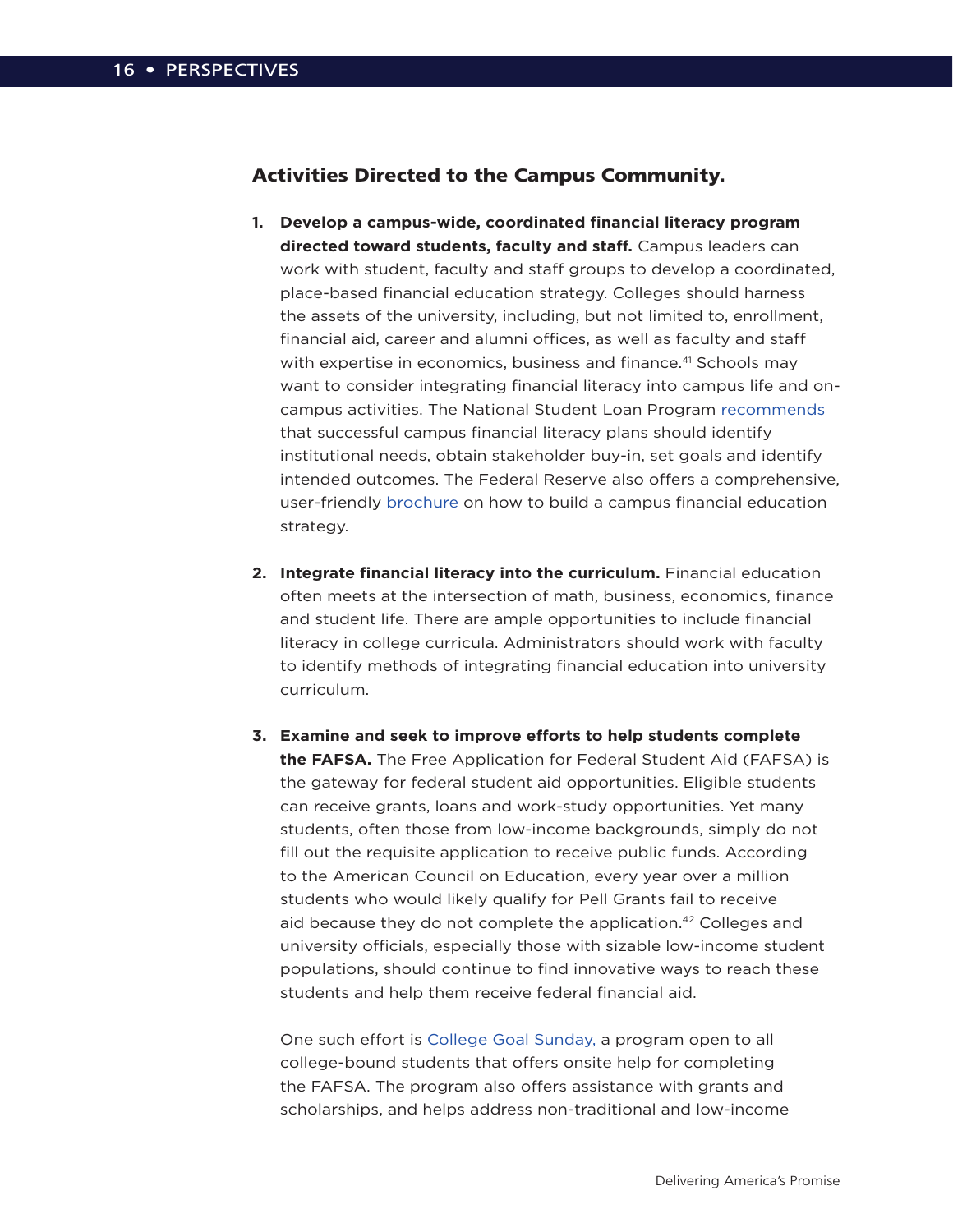## Activities Directed to the Campus Community.

1. **Develop a campus-wide, coordinated financial literacy program directed toward students, faculty and staff.** Campus leaders can work with student, faculty and staff groups to develop a coordinated, place-based financial education strategy. Colleges should harness the assets of the university, including, but not limited to, enrollment, financial aid, career and alumni offices, as well as faculty and staff with expertise in economics, business and finance.[41] Schools may want to consider integrating financial literacy into campus life and on-campus activities. The National Student Loan Program recommends that successful campus financial literacy plans should identify institutional needs, obtain stakeholder buy-in, set goals and identify intended outcomes. The Federal Reserve also offers a comprehensive, user-friendly brochure on how to build a campus financial education strategy.

2. **Integrate financial literacy into the curriculum.** Financial education often meets at the intersection of math, business, economics, finance and student life. There are ample opportunities to include financial literacy in college curricula. Administrators should work with faculty to identify methods of integrating financial education into university curriculum.

3. **Examine and seek to improve efforts to help students complete the FAFSA.** The Free Application for Federal Student Aid (FAFSA) is the gateway for federal student aid opportunities. Eligible students can receive grants, loans and work-study opportunities. Yet many students, often those from low-income backgrounds, simply do not fill out the requisite application to receive public funds. According to the American Council on Education, every year over a million students who would likely qualify for Pell Grants fail to receive aid because they do not complete the application.[42] Colleges and university officials, especially those with sizable low-income student populations, should continue to find innovative ways to reach these students and help them receive federal financial aid.

   One such effort is College Goal Sunday, a program open to all college-bound students that offers onsite help for completing the FAFSA. The program also offers assistance with grants and scholarships, and helps address non-traditional and low-income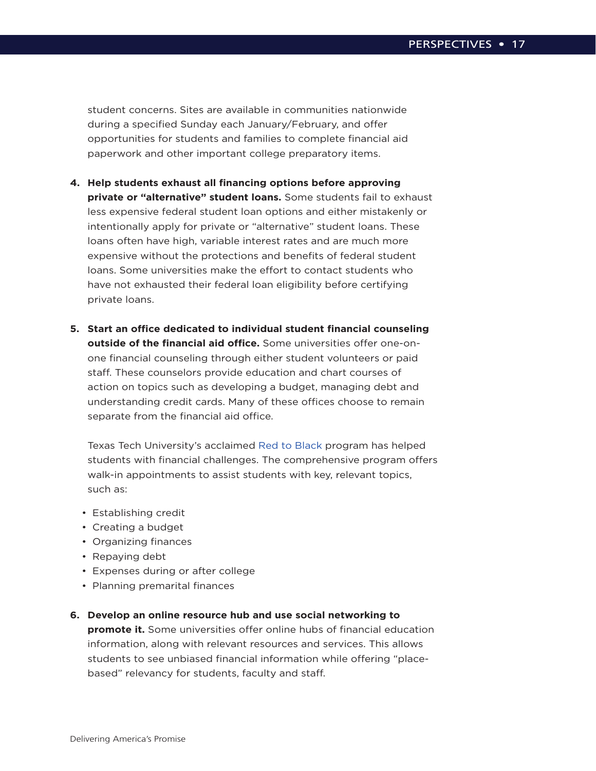student concerns. Sites are available in communities nationwide during a specified Sunday each January/February, and offer opportunities for students and families to complete financial aid paperwork and other important college preparatory items.

4. **Help students exhaust all financing options before approving private or "alternative" student loans.** Some students fail to exhaust less expensive federal student loan options and either mistakenly or intentionally apply for private or "alternative" student loans. These loans often have high, variable interest rates and are much more expensive without the protections and benefits of federal student loans. Some universities make the effort to contact students who have not exhausted their federal loan eligibility before certifying private loans.

5. **Start an office dedicated to individual student financial counseling outside of the financial aid office.** Some universities offer one-on-one financial counseling through either student volunteers or paid staff. These counselors provide education and chart courses of action on topics such as developing a budget, managing debt and understanding credit cards. Many of these offices choose to remain separate from the financial aid office.

   Texas Tech University's acclaimed Red to Black program has helped students with financial challenges. The comprehensive program offers walk-in appointments to assist students with key, relevant topics, such as:

   - Establishing credit
   - Creating a budget
   - Organizing finances
   - Repaying debt
   - Expenses during or after college
   - Planning premarital finances

6. **Develop an online resource hub and use social networking to promote it.** Some universities offer online hubs of financial education information, along with relevant resources and services. This allows students to see unbiased financial information while offering "place-based" relevancy for students, faculty and staff.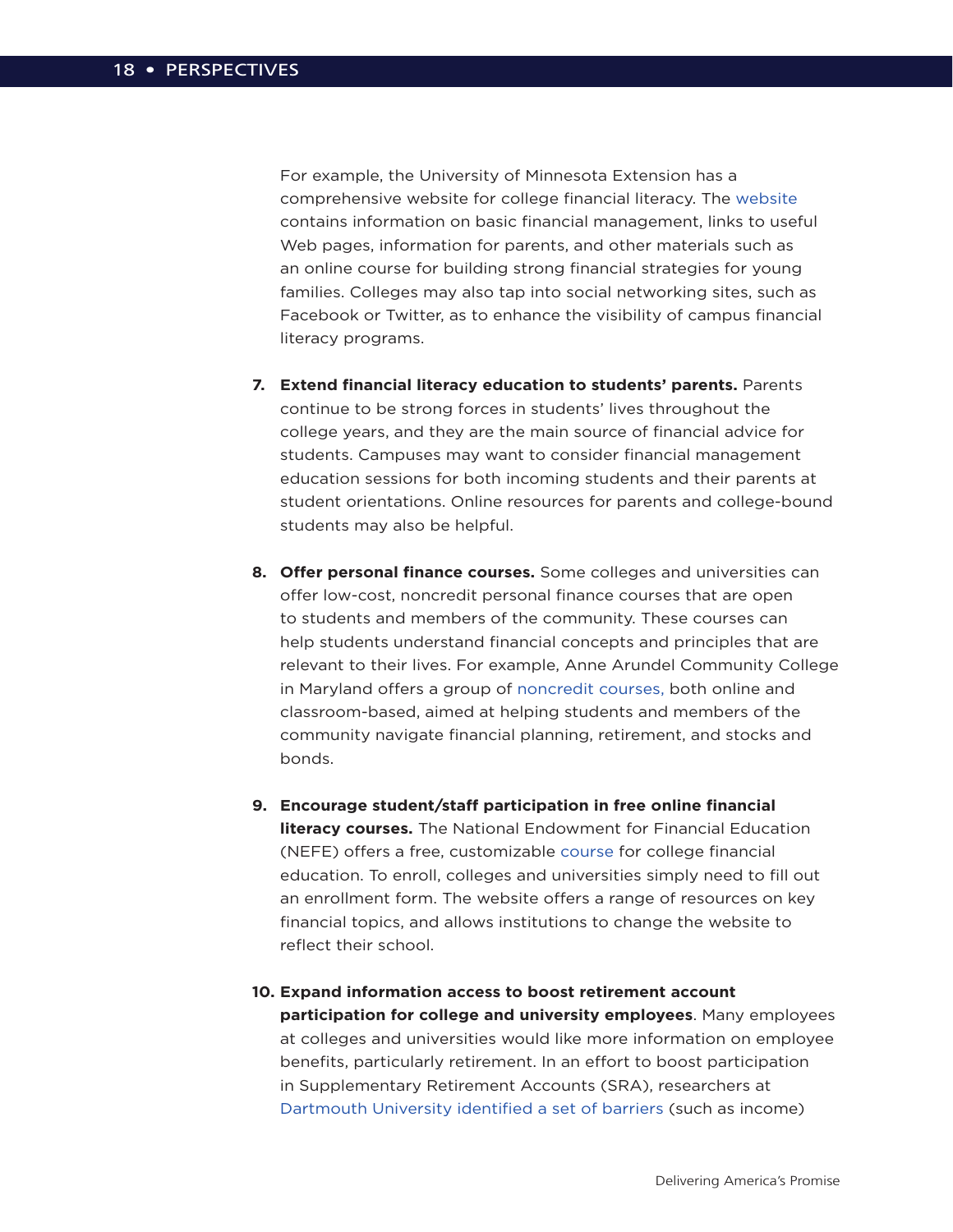For example, the University of Minnesota Extension has a comprehensive website for college financial literacy. The website contains information on basic financial management, links to useful Web pages, information for parents, and other materials such as an online course for building strong financial strategies for young families. Colleges may also tap into social networking sites, such as Facebook or Twitter, as to enhance the visibility of campus financial literacy programs.

7. **Extend financial literacy education to students' parents.** Parents continue to be strong forces in students' lives throughout the college years, and they are the main source of financial advice for students. Campuses may want to consider financial management education sessions for both incoming students and their parents at student orientations. Online resources for parents and college-bound students may also be helpful.

8. **Offer personal finance courses.** Some colleges and universities can offer low-cost, noncredit personal finance courses that are open to students and members of the community. These courses can help students understand financial concepts and principles that are relevant to their lives. For example, Anne Arundel Community College in Maryland offers a group of noncredit courses, both online and classroom-based, aimed at helping students and members of the community navigate financial planning, retirement, and stocks and bonds.

9. **Encourage student/staff participation in free online financial literacy courses.** The National Endowment for Financial Education (NEFE) offers a free, customizable course for college financial education. To enroll, colleges and universities simply need to fill out an enrollment form. The website offers a range of resources on key financial topics, and allows institutions to change the website to reflect their school.

10. **Expand information access to boost retirement account participation for college and university employees**. Many employees at colleges and universities would like more information on employee benefits, particularly retirement. In an effort to boost participation in Supplementary Retirement Accounts (SRA), researchers at Dartmouth University identified a set of barriers (such as income)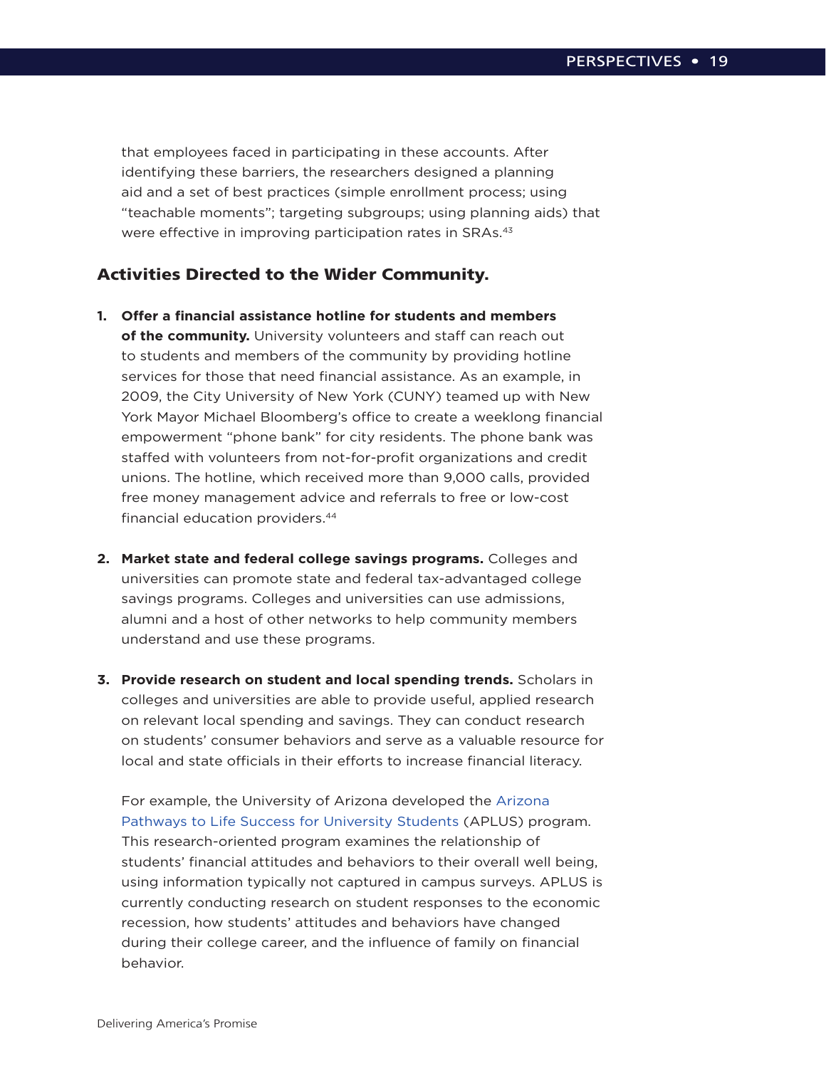that employees faced in participating in these accounts. After identifying these barriers, the researchers designed a planning aid and a set of best practices (simple enrollment process; using "teachable moments"; targeting subgroups; using planning aids) that were effective in improving participation rates in SRAs.[43]

### Activities Directed to the Wider Community.

1. **Offer a financial assistance hotline for students and members of the community.** University volunteers and staff can reach out to students and members of the community by providing hotline services for those that need financial assistance. As an example, in 2009, the City University of New York (CUNY) teamed up with New York Mayor Michael Bloomberg's office to create a weeklong financial empowerment "phone bank" for city residents. The phone bank was staffed with volunteers from not-for-profit organizations and credit unions. The hotline, which received more than 9,000 calls, provided free money management advice and referrals to free or low-cost financial education providers.[44]

2. **Market state and federal college savings programs.** Colleges and universities can promote state and federal tax-advantaged college savings programs. Colleges and universities can use admissions, alumni and a host of other networks to help community members understand and use these programs.

3. **Provide research on student and local spending trends.** Scholars in colleges and universities are able to provide useful, applied research on relevant local spending and savings. They can conduct research on students' consumer behaviors and serve as a valuable resource for local and state officials in their efforts to increase financial literacy.

   For example, the University of Arizona developed the Arizona Pathways to Life Success for University Students (APLUS) program. This research-oriented program examines the relationship of students' financial attitudes and behaviors to their overall well being, using information typically not captured in campus surveys. APLUS is currently conducting research on student responses to the economic recession, how students' attitudes and behaviors have changed during their college career, and the influence of family on financial behavior.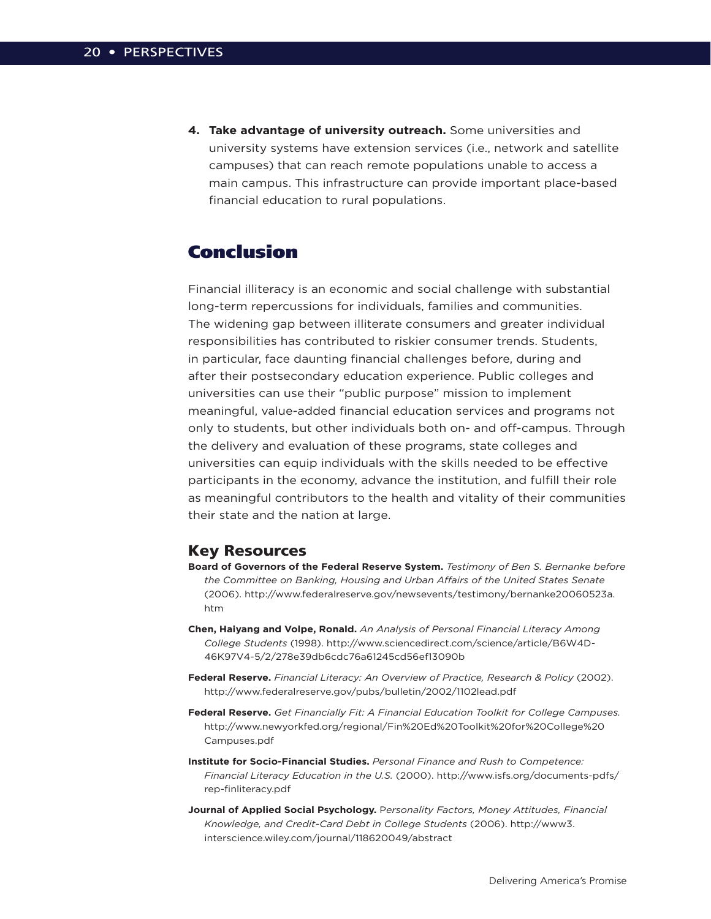4. **Take advantage of university outreach.** Some universities and university systems have extension services (i.e., network and satellite campuses) that can reach remote populations unable to access a main campus. This infrastructure can provide important place-based financial education to rural populations.

## Conclusion

Financial illiteracy is an economic and social challenge with substantial long-term repercussions for individuals, families and communities. The widening gap between illiterate consumers and greater individual responsibilities has contributed to riskier consumer trends. Students, in particular, face daunting financial challenges before, during and after their postsecondary education experience. Public colleges and universities can use their "public purpose" mission to implement meaningful, value-added financial education services and programs not only to students, but other individuals both on- and off-campus. Through the delivery and evaluation of these programs, state colleges and universities can equip individuals with the skills needed to be effective participants in the economy, advance the institution, and fulfill their role as meaningful contributors to the health and vitality of their communities their state and the nation at large.

### Key Resources

**Board of Governors of the Federal Reserve System.** *Testimony of Ben S. Bernanke before the Committee on Banking, Housing and Urban Affairs of the United States Senate* (2006). http://www.federalreserve.gov/newsevents/testimony/bernanke20060523a.htm

**Chen, Haiyang and Volpe, Ronald.** *An Analysis of Personal Financial Literacy Among College Students* (1998). http://www.sciencedirect.com/science/article/B6W4D-46K97V4-5/2/278e39db6cdc76a61245cd56ef13090b

**Federal Reserve.** *Financial Literacy: An Overview of Practice, Research & Policy* (2002). http://www.federalreserve.gov/pubs/bulletin/2002/1102lead.pdf

**Federal Reserve.** *Get Financially Fit: A Financial Education Toolkit for College Campuses.* http://www.newyorkfed.org/regional/Fin%20Ed%20Toolkit%20for%20College%20Campuses.pdf

**Institute for Socio-Financial Studies.** *Personal Finance and Rush to Competence: Financial Literacy Education in the U.S.* (2000). http://www.isfs.org/documents-pdfs/rep-finliteracy.pdf

**Journal of Applied Social Psychology.** *Personality Factors, Money Attitudes, Financial Knowledge, and Credit-Card Debt in College Students* (2006). http://www3.interscience.wiley.com/journal/118620049/abstract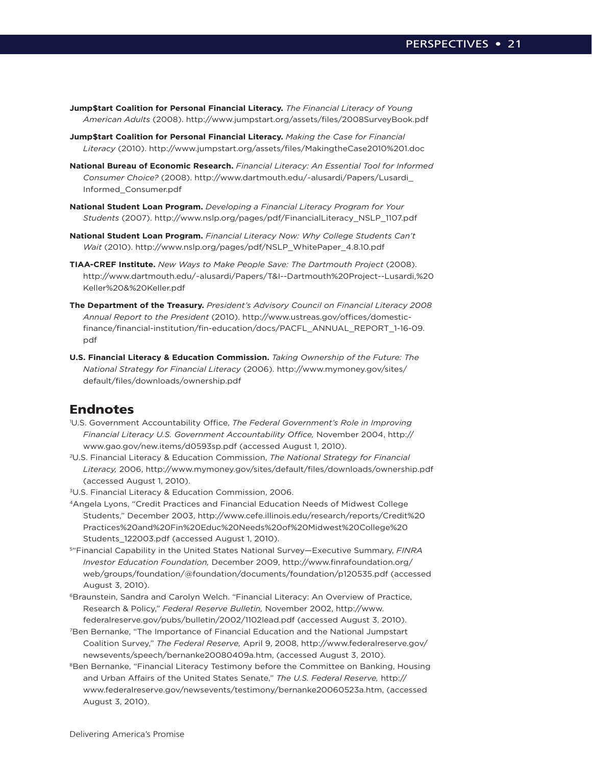**Jump$tart Coalition for Personal Financial Literacy.** *The Financial Literacy of Young American Adults* (2008). http://www.jumpstart.org/assets/files/2008SurveyBook.pdf

**Jump$tart Coalition for Personal Financial Literacy.** *Making the Case for Financial Literacy* (2010). http://www.jumpstart.org/assets/files/MakingtheCase2010%201.doc

**National Bureau of Economic Research.** *Financial Literacy: An Essential Tool for Informed Consumer Choice?* (2008). http://www.dartmouth.edu/~alusardi/Papers/Lusardi_Informed_Consumer.pdf

**National Student Loan Program.** *Developing a Financial Literacy Program for Your Students* (2007). http://www.nslp.org/pages/pdf/FinancialLiteracy_NSLP_1107.pdf

**National Student Loan Program.** *Financial Literacy Now: Why College Students Can't Wait* (2010). http://www.nslp.org/pages/pdf/NSLP_WhitePaper_4.8.10.pdf

**TIAA-CREF Institute.** *New Ways to Make People Save: The Dartmouth Project* (2008). http://www.dartmouth.edu/~alusardi/Papers/T&I--Dartmouth%20Project--Lusardi,%20Keller%20&%20Keller.pdf

**The Department of the Treasury.** *President's Advisory Council on Financial Literacy 2008 Annual Report to the President* (2010). http://www.ustreas.gov/offices/domestic-finance/financial-institution/fin-education/docs/PACFL_ANNUAL_REPORT_1-16-09.pdf

**U.S. Financial Literacy & Education Commission.** *Taking Ownership of the Future: The National Strategy for Financial Literacy* (2006). http://www.mymoney.gov/sites/default/files/downloads/ownership.pdf

## Endnotes

[1]U.S. Government Accountability Office, *The Federal Government's Role in Improving Financial Literacy U.S. Government Accountability Office,* November 2004, http://www.gao.gov/new.items/d0593sp.pdf (accessed August 1, 2010).

[2]U.S. Financial Literacy & Education Commission, *The National Strategy for Financial Literacy,* 2006, http://www.mymoney.gov/sites/default/files/downloads/ownership.pdf (accessed August 1, 2010).

[3]U.S. Financial Literacy & Education Commission, 2006.

[4]Angela Lyons, "Credit Practices and Financial Education Needs of Midwest College Students," December 2003, http://www.cefe.illinois.edu/research/reports/Credit%20Practices%20and%20Fin%20Educ%20Needs%20of%20Midwest%20College%20Students_122003.pdf (accessed August 1, 2010).

[5]"Financial Capability in the United States National Survey—Executive Summary, *FINRA Investor Education Foundation,* December 2009, http://www.finrafoundation.org/web/groups/foundation/@foundation/documents/foundation/p120535.pdf (accessed August 3, 2010).

[6]Braunstein, Sandra and Carolyn Welch. "Financial Literacy: An Overview of Practice, Research & Policy," *Federal Reserve Bulletin,* November 2002, http://www.federalreserve.gov/pubs/bulletin/2002/1102lead.pdf (accessed August 3, 2010).

[7]Ben Bernanke, "The Importance of Financial Education and the National Jumpstart Coalition Survey," *The Federal Reserve,* April 9, 2008, http://www.federalreserve.gov/newsevents/speech/bernanke20080409a.htm, (accessed August 3, 2010).

[8]Ben Bernanke, "Financial Literacy Testimony before the Committee on Banking, Housing and Urban Affairs of the United States Senate," *The U.S. Federal Reserve,* http://www.federalreserve.gov/newsevents/testimony/bernanke20060523a.htm, (accessed August 3, 2010).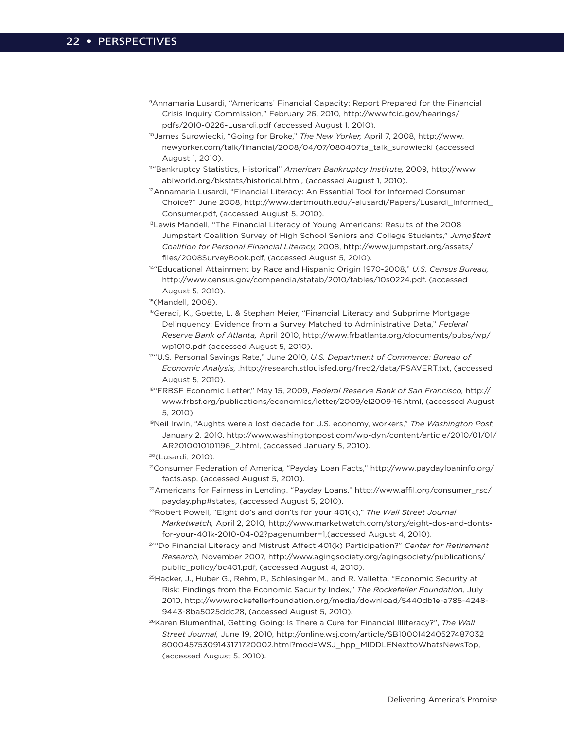[9]Annamaria Lusardi, "Americans' Financial Capacity: Report Prepared for the Financial Crisis Inquiry Commission," February 26, 2010, http://www.fcic.gov/hearings/pdfs/2010-0226-Lusardi.pdf (accessed August 1, 2010).

[10]James Surowiecki, "Going for Broke," *The New Yorker,* April 7, 2008, http://www.newyorker.com/talk/financial/2008/04/07/080407ta_talk_surowiecki (accessed August 1, 2010).

[11]"Bankruptcy Statistics, Historical" *American Bankruptcy Institute,* 2009, http://www.abiworld.org/bkstats/historical.html, (accessed August 1, 2010).

[12]Annamaria Lusardi, "Financial Literacy: An Essential Tool for Informed Consumer Choice?" June 2008, http://www.dartmouth.edu/-alusardi/Papers/Lusardi_Informed_Consumer.pdf, (accessed August 5, 2010).

[13]Lewis Mandell, "The Financial Literacy of Young Americans: Results of the 2008 Jumpstart Coalition Survey of High School Seniors and College Students," *Jump$tart Coalition for Personal Financial Literacy,* 2008, http://www.jumpstart.org/assets/files/2008SurveyBook.pdf, (accessed August 5, 2010).

[14]"Educational Attainment by Race and Hispanic Origin 1970-2008," *U.S. Census Bureau,* http://www.census.gov/compendia/statab/2010/tables/10s0224.pdf. (accessed August 5, 2010).

[15](Mandell, 2008).

[16]Geradi, K., Goette, L. & Stephan Meier, "Financial Literacy and Subprime Mortgage Delinquency: Evidence from a Survey Matched to Administrative Data," *Federal Reserve Bank of Atlanta,* April 2010, http://www.frbatlanta.org/documents/pubs/wp/wp1010.pdf (accessed August 5, 2010).

[17]"U.S. Personal Savings Rate," June 2010, *U.S. Department of Commerce: Bureau of Economic Analysis,* .http://research.stlouisfed.org/fred2/data/PSAVERT.txt, (accessed August 5, 2010).

[18]"FRBSF Economic Letter," May 15, 2009, *Federal Reserve Bank of San Francisco,* http://www.frbsf.org/publications/economics/letter/2009/el2009-16.html, (accessed August 5, 2010).

[19]Neil Irwin, "Aughts were a lost decade for U.S. economy, workers," *The Washington Post,* January 2, 2010, http://www.washingtonpost.com/wp-dyn/content/article/2010/01/01/AR2010010101196_2.html, (accessed January 5, 2010).

[20](Lusardi, 2010).

[21]Consumer Federation of America, "Payday Loan Facts," http://www.paydayloaninfo.org/facts.asp, (accessed August 5, 2010).

[22]Americans for Fairness in Lending, "Payday Loans," http://www.affil.org/consumer_rsc/payday.php#states, (accessed August 5, 2010).

[23]Robert Powell, "Eight do's and don'ts for your 401(k)," *The Wall Street Journal Marketwatch,* April 2, 2010, http://www.marketwatch.com/story/eight-dos-and-donts-for-your-401k-2010-04-02?pagenumber=1,(accessed August 4, 2010).

[24]"Do Financial Literacy and Mistrust Affect 401(k) Participation?" *Center for Retirement Research,* November 2007, http://www.agingsociety.org/agingsociety/publications/public_policy/bc401.pdf, (accessed August 4, 2010).

[25]Hacker, J., Huber G., Rehm, P., Schlesinger M., and R. Valletta. "Economic Security at Risk: Findings from the Economic Security Index," *The Rockefeller Foundation,* July 2010, http://www.rockefellerfoundation.org/media/download/5440db1e-a785-4248-9443-8ba5025ddc28, (accessed August 5, 2010).

[26]Karen Blumenthal, Getting Going: Is There a Cure for Financial Illiteracy?", *The Wall Street Journal,* June 19, 2010, http://online.wsj.com/article/SB100014240527487032800045753091431717200002.html?mod=WSJ_hpp_MIDDLENexttoWhatsNewsTop, (accessed August 5, 2010).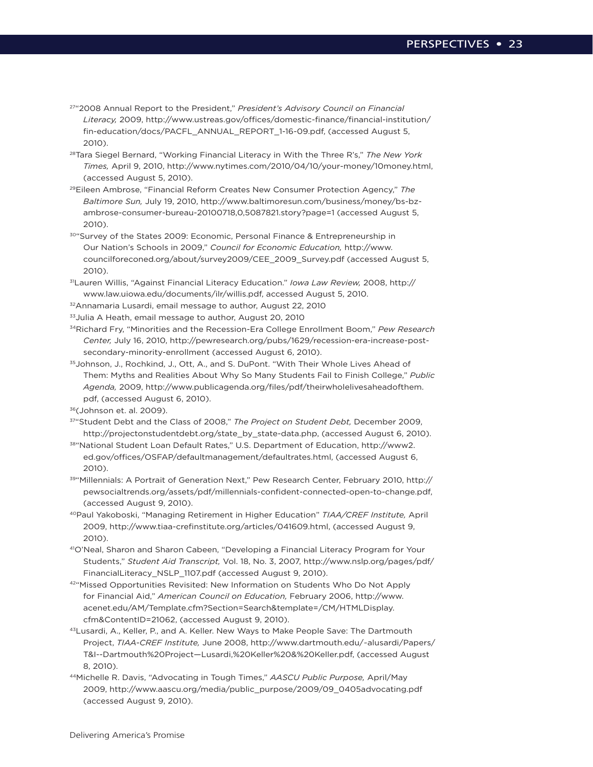[27]"2008 Annual Report to the President," *President's Advisory Council on Financial Literacy,* 2009, http://www.ustreas.gov/offices/domestic-finance/financial-institution/fin-education/docs/PACFL_ANNUAL_REPORT_1-16-09.pdf, (accessed August 5, 2010).

[28]Tara Siegel Bernard, "Working Financial Literacy in With the Three R's," *The New York Times,* April 9, 2010, http://www.nytimes.com/2010/04/10/your-money/10money.html, (accessed August 5, 2010).

[29]Eileen Ambrose, "Financial Reform Creates New Consumer Protection Agency," *The Baltimore Sun,* July 19, 2010, http://www.baltimoresun.com/business/money/bs-bz-ambrose-consumer-bureau-20100718,0,5087821.story?page=1 (accessed August 5, 2010).

[30]"Survey of the States 2009: Economic, Personal Finance & Entrepreneurship in Our Nation's Schools in 2009," *Council for Economic Education,* http://www.councilforeconed.org/about/survey2009/CEE_2009_Survey.pdf (accessed August 5, 2010).

[31]Lauren Willis, "Against Financial Literacy Education." *Iowa Law Review,* 2008, http://www.law.uiowa.edu/documents/ilr/willis.pdf, accessed August 5, 2010.

[32]Annamaria Lusardi, email message to author, August 22, 2010

[33]Julia A Heath, email message to author, August 20, 2010

[34]Richard Fry, "Minorities and the Recession-Era College Enrollment Boom," *Pew Research Center,* July 16, 2010, http://pewresearch.org/pubs/1629/recession-era-increase-post-secondary-minority-enrollment (accessed August 6, 2010).

[35]Johnson, J., Rochkind, J., Ott, A., and S. DuPont. "With Their Whole Lives Ahead of Them: Myths and Realities About Why So Many Students Fail to Finish College," *Public Agenda,* 2009, http://www.publicagenda.org/files/pdf/theirwholelivesaheadofthem.pdf, (accessed August 6, 2010).

[36](Johnson et. al. 2009).

[37]"Student Debt and the Class of 2008," *The Project on Student Debt,* December 2009, http://projectonstudentdebt.org/state_by_state-data.php, (accessed August 6, 2010).

[38]"National Student Loan Default Rates," U.S. Department of Education, http://www2.ed.gov/offices/OSFAP/defaultmanagement/defaultrates.html, (accessed August 6, 2010).

[39]"Millennials: A Portrait of Generation Next," Pew Research Center, February 2010, http://pewsocialtrends.org/assets/pdf/millennials-confident-connected-open-to-change.pdf, (accessed August 9, 2010).

[40]Paul Yakoboski, "Managing Retirement in Higher Education" *TIAA/CREF Institute,* April 2009, http://www.tiaa-crefinstitute.org/articles/041609.html, (accessed August 9, 2010).

[41]O'Neal, Sharon and Sharon Cabeen, "Developing a Financial Literacy Program for Your Students," *Student Aid Transcript,* Vol. 18, No. 3, 2007, http://www.nslp.org/pages/pdf/FinancialLiteracy_NSLP_1107.pdf (accessed August 9, 2010).

[42]"Missed Opportunities Revisited: New Information on Students Who Do Not Apply for Financial Aid," *American Council on Education,* February 2006, http://www.acenet.edu/AM/Template.cfm?Section=Search&template=/CM/HTMLDisplay.cfm&ContentID=21062, (accessed August 9, 2010).

[43]Lusardi, A., Keller, P., and A. Keller. New Ways to Make People Save: The Dartmouth Project, *TIAA-CREF Institute,* June 2008, http://www.dartmouth.edu/-alusardi/Papers/T&I--Dartmouth%20Project—Lusardi,%20Keller%20&%20Keller.pdf, (accessed August 8, 2010).

[44]Michelle R. Davis, "Advocating in Tough Times," *AASCU Public Purpose,* April/May 2009, http://www.aascu.org/media/public_purpose/2009/09_0405advocating.pdf (accessed August 9, 2010).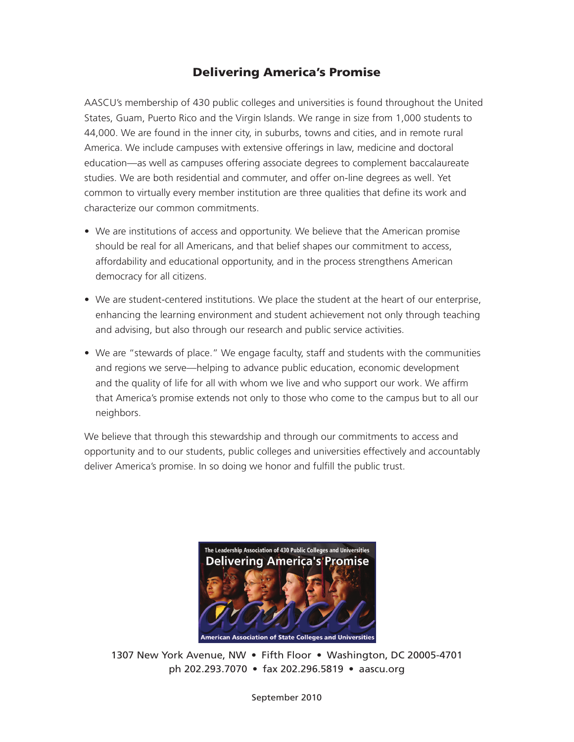## Delivering America's Promise

AASCU's membership of 430 public colleges and universities is found throughout the United States, Guam, Puerto Rico and the Virgin Islands. We range in size from 1,000 students to 44,000. We are found in the inner city, in suburbs, towns and cities, and in remote rural America. We include campuses with extensive offerings in law, medicine and doctoral education—as well as campuses offering associate degrees to complement baccalaureate studies. We are both residential and commuter, and offer on-line degrees as well. Yet common to virtually every member institution are three qualities that define its work and characterize our common commitments.

- We are institutions of access and opportunity. We believe that the American promise should be real for all Americans, and that belief shapes our commitment to access, affordability and educational opportunity, and in the process strengthens American democracy for all citizens.
- We are student-centered institutions. We place the student at the heart of our enterprise, enhancing the learning environment and student achievement not only through teaching and advising, but also through our research and public service activities.
- We are "stewards of place." We engage faculty, staff and students with the communities and regions we serve—helping to advance public education, economic development and the quality of life for all with whom we live and who support our work. We affirm that America's promise extends not only to those who come to the campus but to all our neighbors.

We believe that through this stewardship and through our commitments to access and opportunity and to our students, public colleges and universities effectively and accountably deliver America's promise. In so doing we honor and fulfill the public trust.

The Leadership Association of 430 Public Colleges and Universities
Delivering America's Promise
aascu
American Association of State Colleges and Universities

1307 New York Avenue, NW • Fifth Floor • Washington, DC 20005-4701
ph 202.293.7070 • fax 202.296.5819 • aascu.org

September 2010